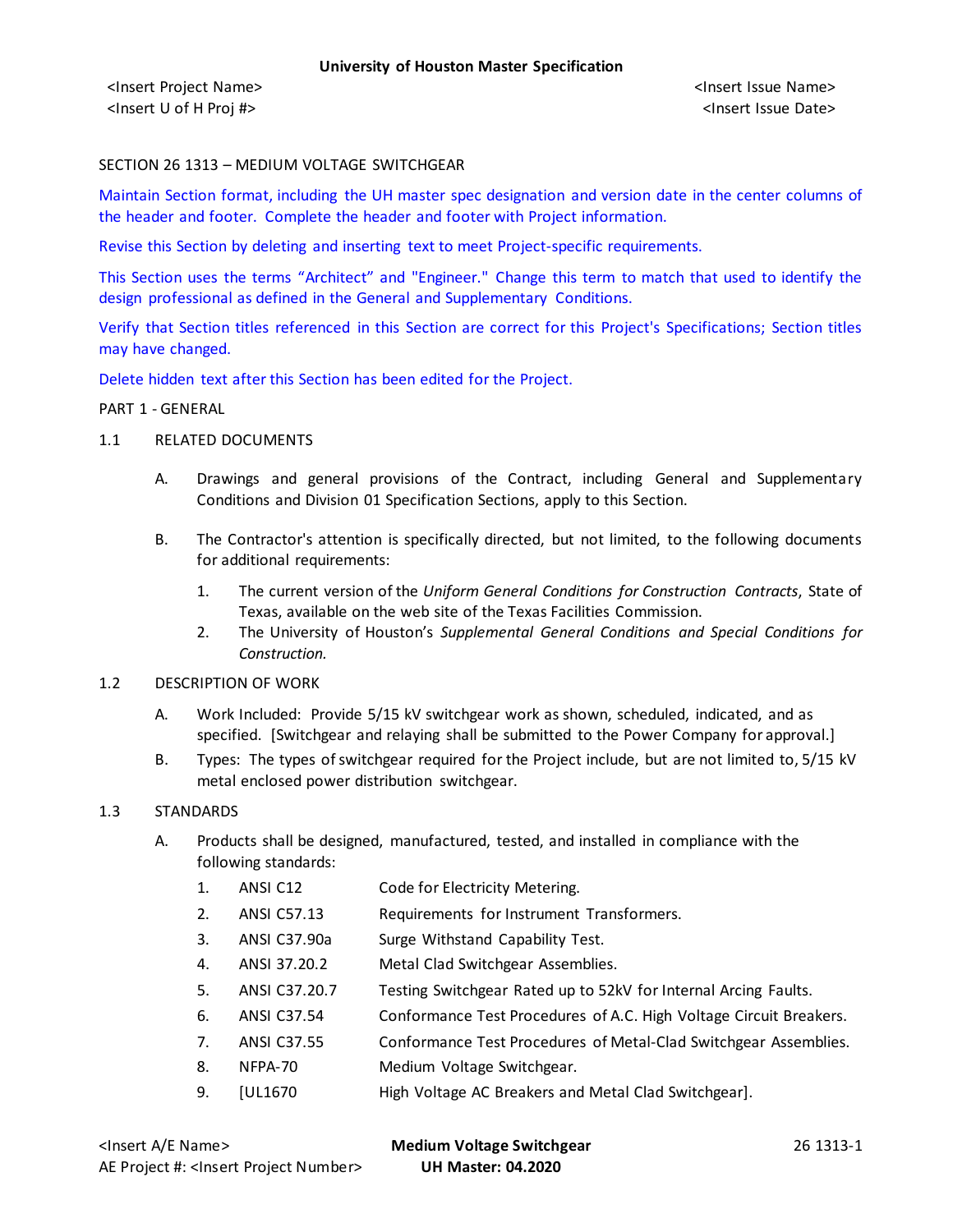SECTION 26 1313 – MEDIUM VOLTAGE SWITCHGEAR

Maintain Section format, including the UH master spec designation and version date in the center columns of the header and footer. Complete the header and footer with Project information.

Revise this Section by deleting and inserting text to meet Project-specific requirements.

This Section uses the terms “Architect” and "Engineer." Change this term to match that used to identify the design professional as defined in the General and Supplementary Conditions.

Verify that Section titles referenced in this Section are correct for this Project's Specifications; Section titles may have changed.

Delete hidden text after this Section has been edited for the Project.

PART 1 - GENERAL

1.1 RELATED DOCUMENTS

A. Drawings and general provisions of the Contract, including General and Supplementary Conditions and Division 01 Specification Sections, apply to this Section.

B. The Contractor's attention is specifically directed, but not limited, to the following documents for additional requirements:

1. The current version of the *Uniform General Conditions for Construction Contracts*, State of Texas, available on the web site of the Texas Facilities Commission.
2. The University of Houston’s *Supplemental General Conditions and Special Conditions for Construction.*

1.2 DESCRIPTION OF WORK

A. Work Included: Provide 5/15 kV switchgear work as shown, scheduled, indicated, and as specified. [Switchgear and relaying shall be submitted to the Power Company for approval.]

B. Types: The types of switchgear required for the Project include, but are not limited to, 5/15 kV metal enclosed power distribution switchgear.

1.3 STANDARDS

A. Products shall be designed, manufactured, tested, and installed in compliance with the following standards:

1. ANSI C12 Code for Electricity Metering.
2. ANSI C57.13 Requirements for Instrument Transformers.
3. ANSI C37.90a Surge Withstand Capability Test.
4. ANSI 37.20.2 Metal Clad Switchgear Assemblies.
5. ANSI C37.20.7 Testing Switchgear Rated up to 52kV for Internal Arcing Faults.
6. ANSI C37.54 Conformance Test Procedures of A.C. High Voltage Circuit Breakers.
7. ANSI C37.55 Conformance Test Procedures of Metal-Clad Switchgear Assemblies.
8. NFPA-70 Medium Voltage Switchgear.
9. [UL1670 High Voltage AC Breakers and Metal Clad Switchgear].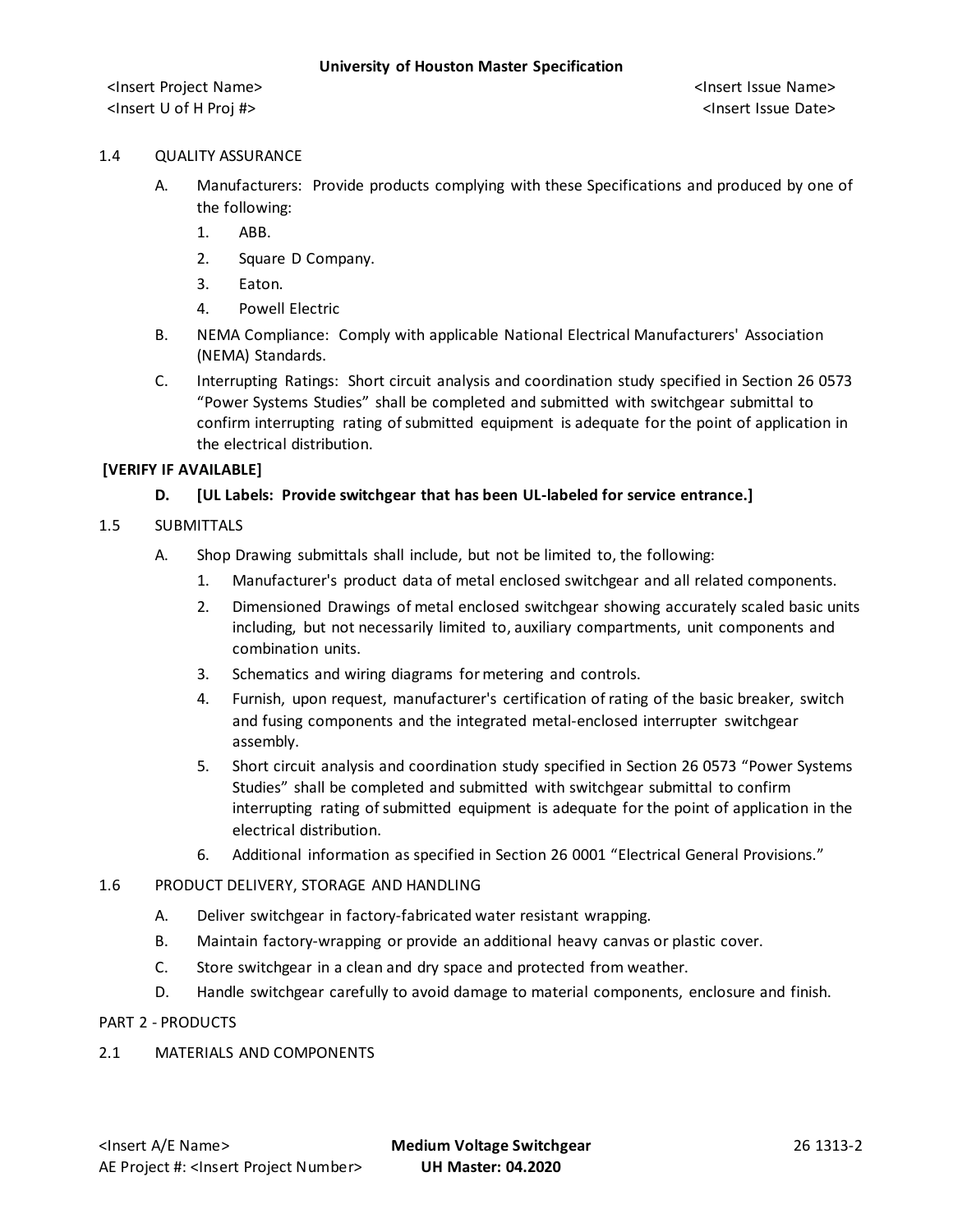1.4 QUALITY ASSURANCE

A. Manufacturers: Provide products complying with these Specifications and produced by one of the following:

   1. ABB.
   2. Square D Company.
   3. Eaton.
   4. Powell Electric

B. NEMA Compliance: Comply with applicable National Electrical Manufacturers' Association (NEMA) Standards.

C. Interrupting Ratings: Short circuit analysis and coordination study specified in Section 26 0573 "Power Systems Studies" shall be completed and submitted with switchgear submittal to confirm interrupting rating of submitted equipment is adequate for the point of application in the electrical distribution.

**[VERIFY IF AVAILABLE]**

**D. [UL Labels: Provide switchgear that has been UL-labeled for service entrance.]**

1.5 SUBMITTALS

A. Shop Drawing submittals shall include, but not be limited to, the following:

   1. Manufacturer's product data of metal enclosed switchgear and all related components.
   2. Dimensioned Drawings of metal enclosed switchgear showing accurately scaled basic units including, but not necessarily limited to, auxiliary compartments, unit components and combination units.
   3. Schematics and wiring diagrams for metering and controls.
   4. Furnish, upon request, manufacturer's certification of rating of the basic breaker, switch and fusing components and the integrated metal-enclosed interrupter switchgear assembly.
   5. Short circuit analysis and coordination study specified in Section 26 0573 "Power Systems Studies" shall be completed and submitted with switchgear submittal to confirm interrupting rating of submitted equipment is adequate for the point of application in the electrical distribution.
   6. Additional information as specified in Section 26 0001 "Electrical General Provisions."

1.6 PRODUCT DELIVERY, STORAGE AND HANDLING

A. Deliver switchgear in factory-fabricated water resistant wrapping.

B. Maintain factory-wrapping or provide an additional heavy canvas or plastic cover.

C. Store switchgear in a clean and dry space and protected from weather.

D. Handle switchgear carefully to avoid damage to material components, enclosure and finish.

PART 2 - PRODUCTS

2.1 MATERIALS AND COMPONENTS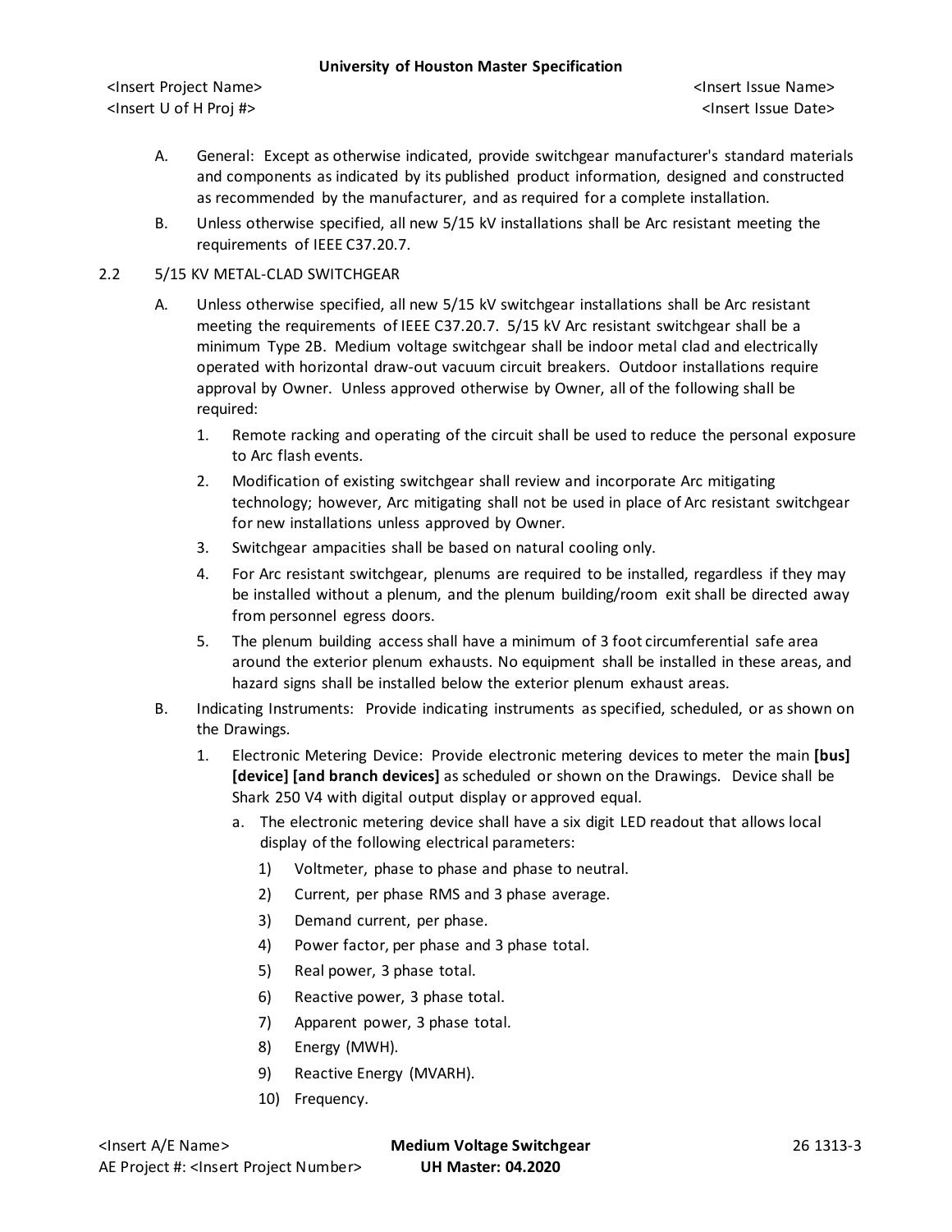A. General: Except as otherwise indicated, provide switchgear manufacturer's standard materials and components as indicated by its published product information, designed and constructed as recommended by the manufacturer, and as required for a complete installation.

B. Unless otherwise specified, all new 5/15 kV installations shall be Arc resistant meeting the requirements of IEEE C37.20.7.

## 2.2 5/15 KV METAL-CLAD SWITCHGEAR

A. Unless otherwise specified, all new 5/15 kV switchgear installations shall be Arc resistant meeting the requirements of IEEE C37.20.7. 5/15 kV Arc resistant switchgear shall be a minimum Type 2B. Medium voltage switchgear shall be indoor metal clad and electrically operated with horizontal draw-out vacuum circuit breakers. Outdoor installations require approval by Owner. Unless approved otherwise by Owner, all of the following shall be required:

1. Remote racking and operating of the circuit shall be used to reduce the personal exposure to Arc flash events.
2. Modification of existing switchgear shall review and incorporate Arc mitigating technology; however, Arc mitigating shall not be used in place of Arc resistant switchgear for new installations unless approved by Owner.
3. Switchgear ampacities shall be based on natural cooling only.
4. For Arc resistant switchgear, plenums are required to be installed, regardless if they may be installed without a plenum, and the plenum building/room exit shall be directed away from personnel egress doors.
5. The plenum building access shall have a minimum of 3 foot circumferential safe area around the exterior plenum exhausts. No equipment shall be installed in these areas, and hazard signs shall be installed below the exterior plenum exhaust areas.

B. Indicating Instruments: Provide indicating instruments as specified, scheduled, or as shown on the Drawings.

1. Electronic Metering Device: Provide electronic metering devices to meter the main **[bus] [device] [and branch devices]** as scheduled or shown on the Drawings. Device shall be Shark 250 V4 with digital output display or approved equal.
   a. The electronic metering device shall have a six digit LED readout that allows local display of the following electrical parameters:
      1) Voltmeter, phase to phase and phase to neutral.
      2) Current, per phase RMS and 3 phase average.
      3) Demand current, per phase.
      4) Power factor, per phase and 3 phase total.
      5) Real power, 3 phase total.
      6) Reactive power, 3 phase total.
      7) Apparent power, 3 phase total.
      8) Energy (MWH).
      9) Reactive Energy (MVARH).
      10) Frequency.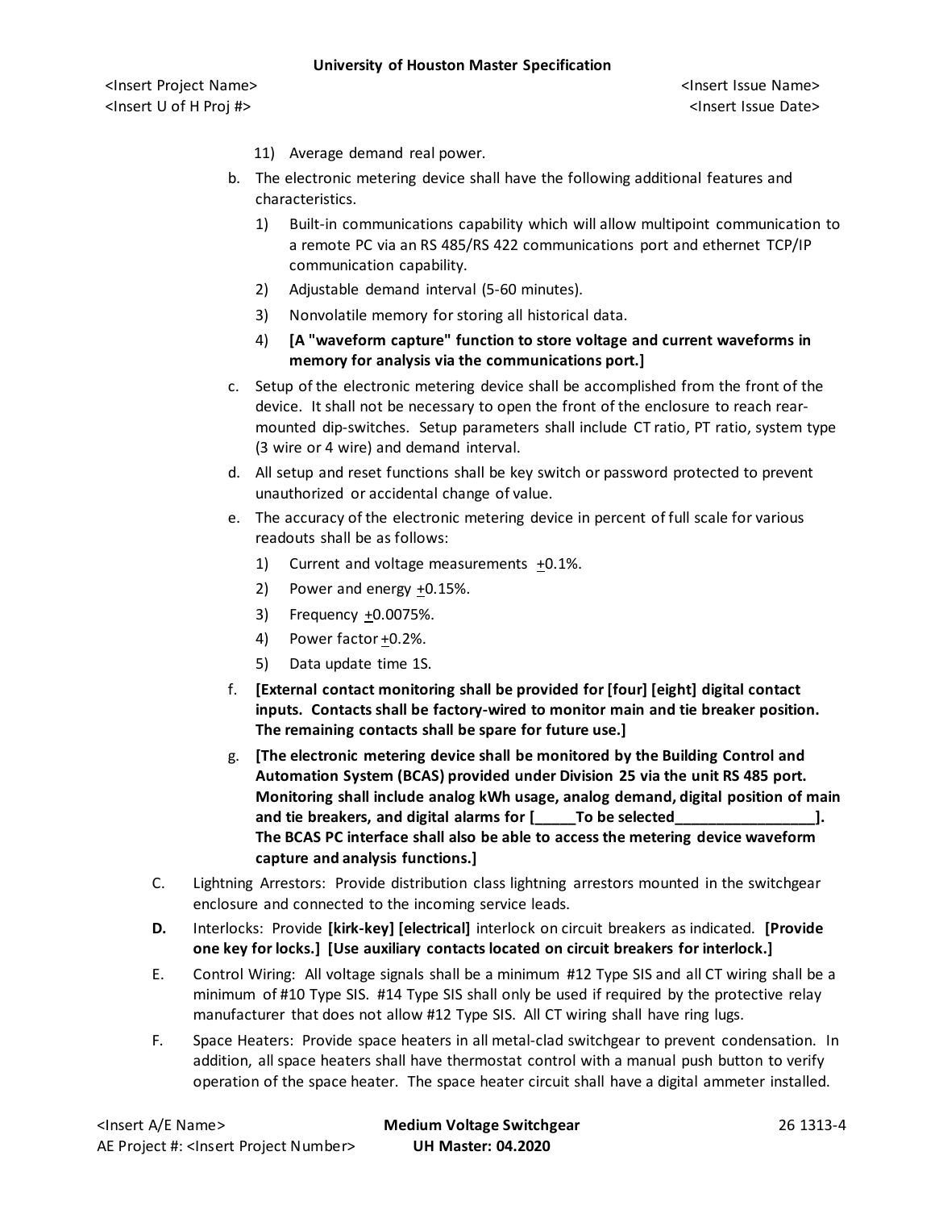11) Average demand real power.

b. The electronic metering device shall have the following additional features and characteristics.

   1) Built-in communications capability which will allow multipoint communication to a remote PC via an RS 485/RS 422 communications port and ethernet TCP/IP communication capability.

   2) Adjustable demand interval (5-60 minutes).

   3) Nonvolatile memory for storing all historical data.

   4) **[A "waveform capture" function to store voltage and current waveforms in memory for analysis via the communications port.]**

c. Setup of the electronic metering device shall be accomplished from the front of the device. It shall not be necessary to open the front of the enclosure to reach rear-mounted dip-switches. Setup parameters shall include CT ratio, PT ratio, system type (3 wire or 4 wire) and demand interval.

d. All setup and reset functions shall be key switch or password protected to prevent unauthorized or accidental change of value.

e. The accuracy of the electronic metering device in percent of full scale for various readouts shall be as follows:

   1) Current and voltage measurements ±0.1%.

   2) Power and energy ±0.15%.

   3) Frequency ±0.0075%.

   4) Power factor ±0.2%.

   5) Data update time 1S.

f. **[External contact monitoring shall be provided for [four] [eight] digital contact inputs. Contacts shall be factory-wired to monitor main and tie breaker position. The remaining contacts shall be spare for future use.]**

g. **[The electronic metering device shall be monitored by the Building Control and Automation System (BCAS) provided under Division 25 via the unit RS 485 port. Monitoring shall include analog kWh usage, analog demand, digital position of main and tie breakers, and digital alarms for [_____To be selected_________________]. The BCAS PC interface shall also be able to access the metering device waveform capture and analysis functions.]**

C. Lightning Arrestors: Provide distribution class lightning arrestors mounted in the switchgear enclosure and connected to the incoming service leads.

**D.** Interlocks: Provide **[kirk-key] [electrical]** interlock on circuit breakers as indicated. **[Provide one key for locks.] [Use auxiliary contacts located on circuit breakers for interlock.]**

E. Control Wiring: All voltage signals shall be a minimum #12 Type SIS and all CT wiring shall be a minimum of #10 Type SIS. #14 Type SIS shall only be used if required by the protective relay manufacturer that does not allow #12 Type SIS. All CT wiring shall have ring lugs.

F. Space Heaters: Provide space heaters in all metal-clad switchgear to prevent condensation. In addition, all space heaters shall have thermostat control with a manual push button to verify operation of the space heater. The space heater circuit shall have a digital ammeter installed.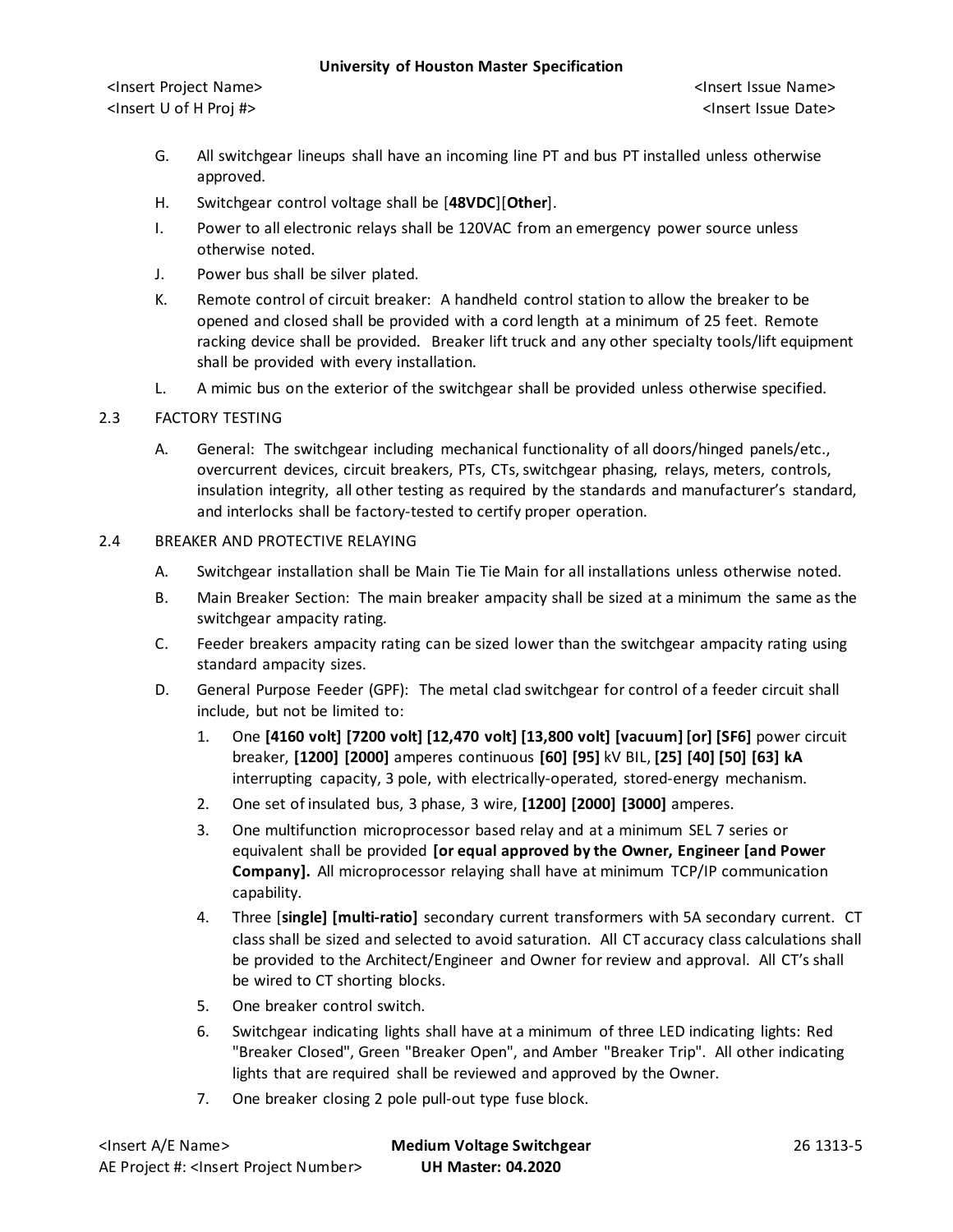G. All switchgear lineups shall have an incoming line PT and bus PT installed unless otherwise approved.

H. Switchgear control voltage shall be [**48VDC**][**Other**].

I. Power to all electronic relays shall be 120VAC from an emergency power source unless otherwise noted.

J. Power bus shall be silver plated.

K. Remote control of circuit breaker: A handheld control station to allow the breaker to be opened and closed shall be provided with a cord length at a minimum of 25 feet. Remote racking device shall be provided. Breaker lift truck and any other specialty tools/lift equipment shall be provided with every installation.

L. A mimic bus on the exterior of the switchgear shall be provided unless otherwise specified.

## 2.3 FACTORY TESTING

A. General: The switchgear including mechanical functionality of all doors/hinged panels/etc., overcurrent devices, circuit breakers, PTs, CTs, switchgear phasing, relays, meters, controls, insulation integrity, all other testing as required by the standards and manufacturer's standard, and interlocks shall be factory-tested to certify proper operation.

## 2.4 BREAKER AND PROTECTIVE RELAYING

A. Switchgear installation shall be Main Tie Tie Main for all installations unless otherwise noted.

B. Main Breaker Section: The main breaker ampacity shall be sized at a minimum the same as the switchgear ampacity rating.

C. Feeder breakers ampacity rating can be sized lower than the switchgear ampacity rating using standard ampacity sizes.

D. General Purpose Feeder (GPF): The metal clad switchgear for control of a feeder circuit shall include, but not be limited to:

1. One **[4160 volt] [7200 volt] [12,470 volt] [13,800 volt] [vacuum] [or] [SF6]** power circuit breaker, **[1200] [2000]** amperes continuous **[60] [95]** kV BIL, **[25] [40] [50] [63] kA** interrupting capacity, 3 pole, with electrically-operated, stored-energy mechanism.
2. One set of insulated bus, 3 phase, 3 wire, **[1200] [2000] [3000]** amperes.
3. One multifunction microprocessor based relay and at a minimum SEL 7 series or equivalent shall be provided **[or equal approved by the Owner, Engineer [and Power Company].** All microprocessor relaying shall have at minimum TCP/IP communication capability.
4. Three [**single] [multi-ratio]** secondary current transformers with 5A secondary current. CT class shall be sized and selected to avoid saturation. All CT accuracy class calculations shall be provided to the Architect/Engineer and Owner for review and approval. All CT's shall be wired to CT shorting blocks.
5. One breaker control switch.
6. Switchgear indicating lights shall have at a minimum of three LED indicating lights: Red "Breaker Closed", Green "Breaker Open", and Amber "Breaker Trip". All other indicating lights that are required shall be reviewed and approved by the Owner.
7. One breaker closing 2 pole pull-out type fuse block.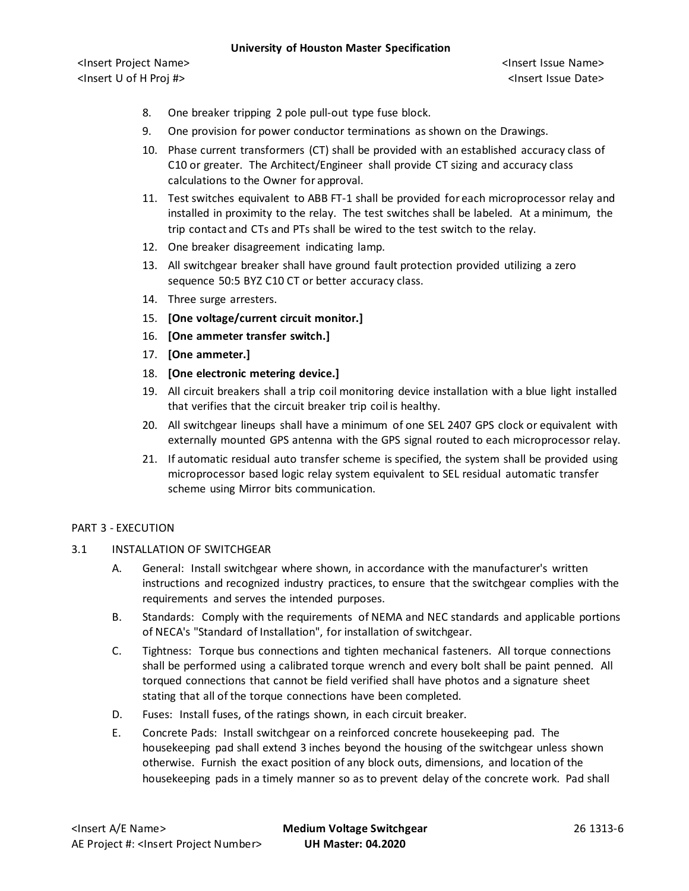8. One breaker tripping 2 pole pull-out type fuse block.
9. One provision for power conductor terminations as shown on the Drawings.
10. Phase current transformers (CT) shall be provided with an established accuracy class of C10 or greater. The Architect/Engineer shall provide CT sizing and accuracy class calculations to the Owner for approval.
11. Test switches equivalent to ABB FT-1 shall be provided for each microprocessor relay and installed in proximity to the relay. The test switches shall be labeled. At a minimum, the trip contact and CTs and PTs shall be wired to the test switch to the relay.
12. One breaker disagreement indicating lamp.
13. All switchgear breaker shall have ground fault protection provided utilizing a zero sequence 50:5 BYZ C10 CT or better accuracy class.
14. Three surge arresters.
15. **[One voltage/current circuit monitor.]**
16. **[One ammeter transfer switch.]**
17. **[One ammeter.]**
18. **[One electronic metering device.]**
19. All circuit breakers shall a trip coil monitoring device installation with a blue light installed that verifies that the circuit breaker trip coil is healthy.
20. All switchgear lineups shall have a minimum of one SEL 2407 GPS clock or equivalent with externally mounted GPS antenna with the GPS signal routed to each microprocessor relay.
21. If automatic residual auto transfer scheme is specified, the system shall be provided using microprocessor based logic relay system equivalent to SEL residual automatic transfer scheme using Mirror bits communication.

## PART 3 - EXECUTION

### 3.1 INSTALLATION OF SWITCHGEAR

A. General: Install switchgear where shown, in accordance with the manufacturer's written instructions and recognized industry practices, to ensure that the switchgear complies with the requirements and serves the intended purposes.

B. Standards: Comply with the requirements of NEMA and NEC standards and applicable portions of NECA's "Standard of Installation", for installation of switchgear.

C. Tightness: Torque bus connections and tighten mechanical fasteners. All torque connections shall be performed using a calibrated torque wrench and every bolt shall be paint penned. All torqued connections that cannot be field verified shall have photos and a signature sheet stating that all of the torque connections have been completed.

D. Fuses: Install fuses, of the ratings shown, in each circuit breaker.

E. Concrete Pads: Install switchgear on a reinforced concrete housekeeping pad. The housekeeping pad shall extend 3 inches beyond the housing of the switchgear unless shown otherwise. Furnish the exact position of any block outs, dimensions, and location of the housekeeping pads in a timely manner so as to prevent delay of the concrete work. Pad shall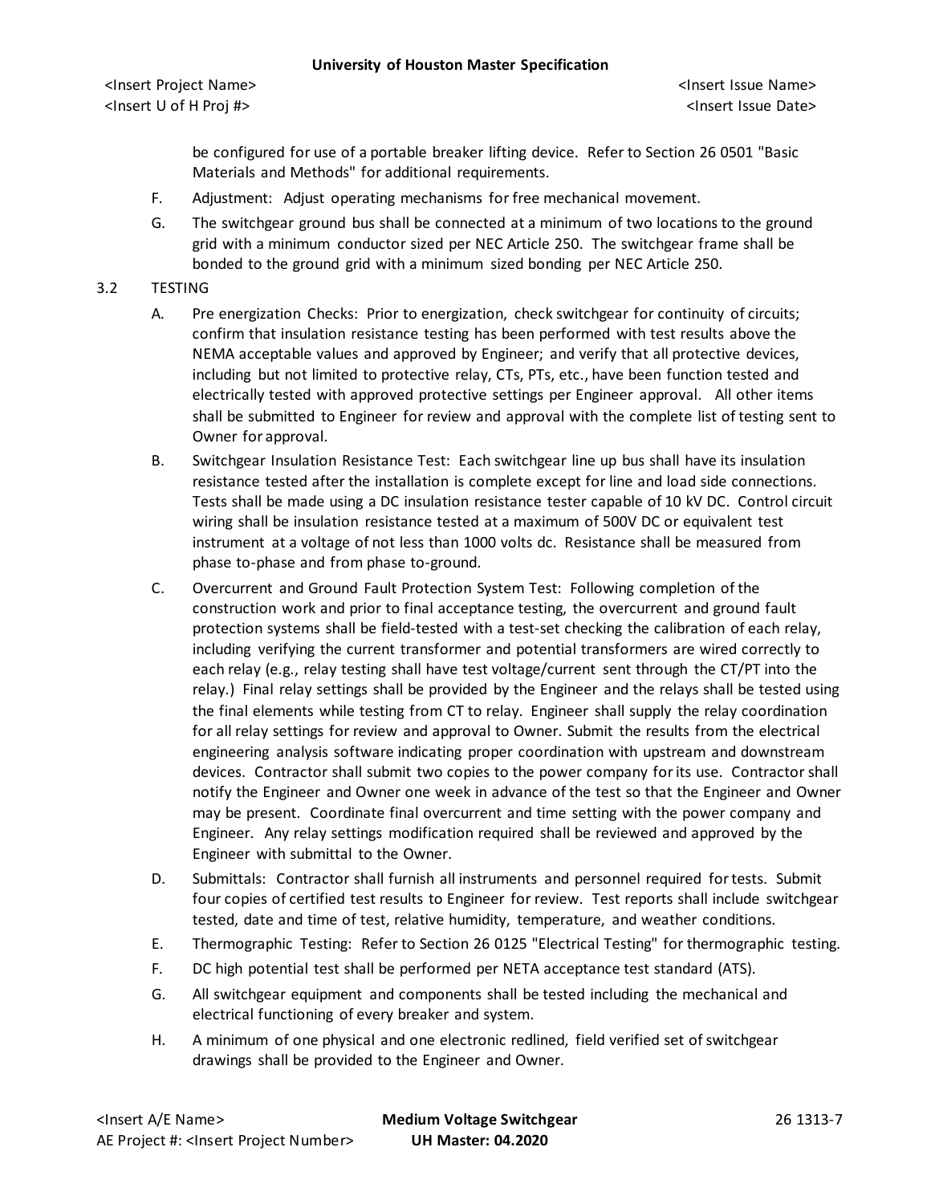be configured for use of a portable breaker lifting device. Refer to Section 26 0501 "Basic Materials and Methods" for additional requirements.

F. Adjustment: Adjust operating mechanisms for free mechanical movement.

G. The switchgear ground bus shall be connected at a minimum of two locations to the ground grid with a minimum conductor sized per NEC Article 250. The switchgear frame shall be bonded to the ground grid with a minimum sized bonding per NEC Article 250.

## 3.2 TESTING

A. Pre energization Checks: Prior to energization, check switchgear for continuity of circuits; confirm that insulation resistance testing has been performed with test results above the NEMA acceptable values and approved by Engineer; and verify that all protective devices, including but not limited to protective relay, CTs, PTs, etc., have been function tested and electrically tested with approved protective settings per Engineer approval. All other items shall be submitted to Engineer for review and approval with the complete list of testing sent to Owner for approval.

B. Switchgear Insulation Resistance Test: Each switchgear line up bus shall have its insulation resistance tested after the installation is complete except for line and load side connections. Tests shall be made using a DC insulation resistance tester capable of 10 kV DC. Control circuit wiring shall be insulation resistance tested at a maximum of 500V DC or equivalent test instrument at a voltage of not less than 1000 volts dc. Resistance shall be measured from phase to-phase and from phase to-ground.

C. Overcurrent and Ground Fault Protection System Test: Following completion of the construction work and prior to final acceptance testing, the overcurrent and ground fault protection systems shall be field-tested with a test-set checking the calibration of each relay, including verifying the current transformer and potential transformers are wired correctly to each relay (e.g., relay testing shall have test voltage/current sent through the CT/PT into the relay.) Final relay settings shall be provided by the Engineer and the relays shall be tested using the final elements while testing from CT to relay. Engineer shall supply the relay coordination for all relay settings for review and approval to Owner. Submit the results from the electrical engineering analysis software indicating proper coordination with upstream and downstream devices. Contractor shall submit two copies to the power company for its use. Contractor shall notify the Engineer and Owner one week in advance of the test so that the Engineer and Owner may be present. Coordinate final overcurrent and time setting with the power company and Engineer. Any relay settings modification required shall be reviewed and approved by the Engineer with submittal to the Owner.

D. Submittals: Contractor shall furnish all instruments and personnel required for tests. Submit four copies of certified test results to Engineer for review. Test reports shall include switchgear tested, date and time of test, relative humidity, temperature, and weather conditions.

E. Thermographic Testing: Refer to Section 26 0125 "Electrical Testing" for thermographic testing.

F. DC high potential test shall be performed per NETA acceptance test standard (ATS).

G. All switchgear equipment and components shall be tested including the mechanical and electrical functioning of every breaker and system.

H. A minimum of one physical and one electronic redlined, field verified set of switchgear drawings shall be provided to the Engineer and Owner.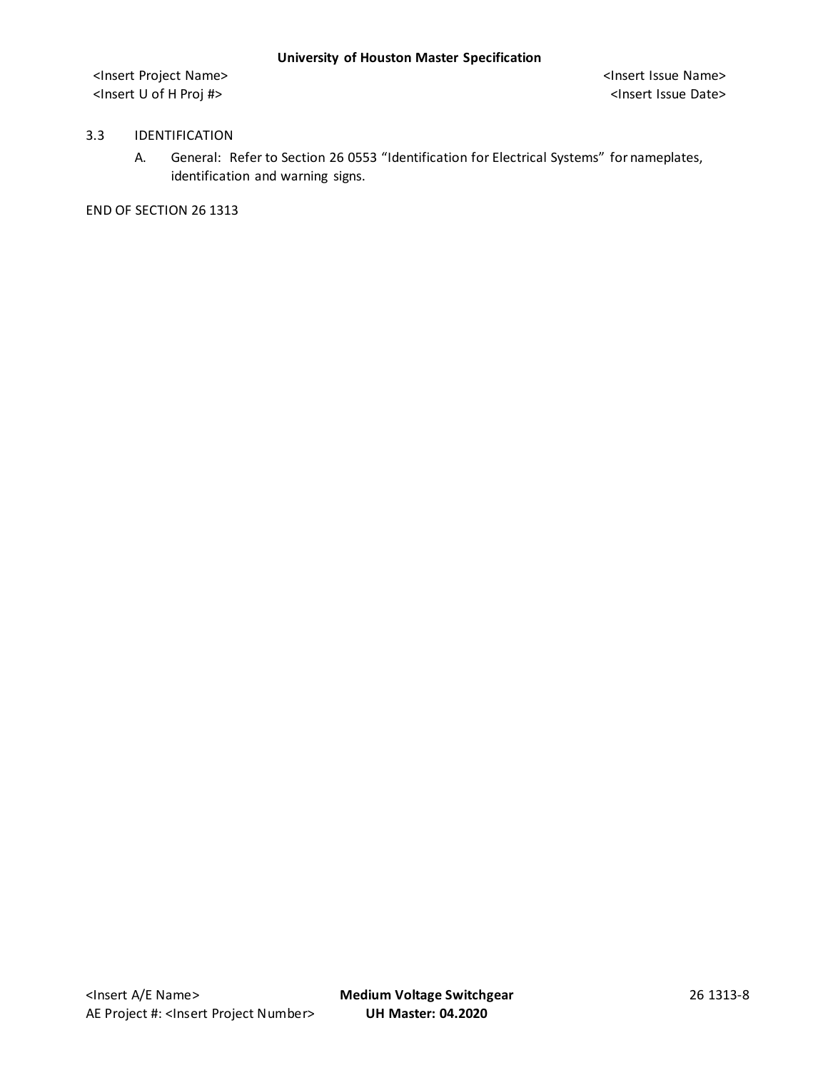## 3.3 IDENTIFICATION

A. General: Refer to Section 26 0553 “Identification for Electrical Systems” for nameplates, identification and warning signs.

END OF SECTION 26 1313